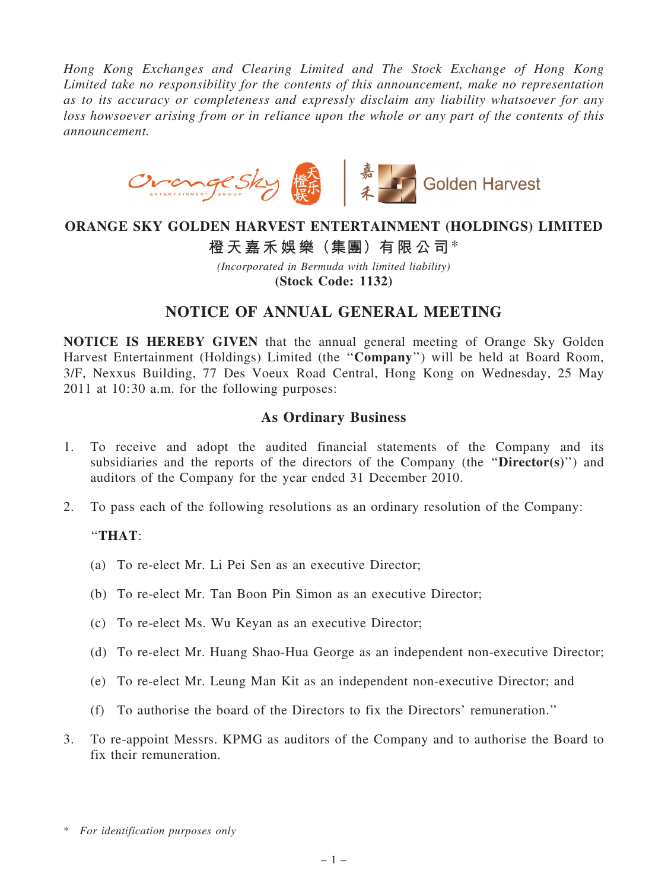*Hong Kong Exchanges and Clearing Limited and The Stock Exchange of Hong Kong Limited take no responsibility for the contents of this announcement, make no representation as to its accuracy or completeness and expressly disclaim any liability whatsoever for any loss howsoever arising from or in reliance upon the whole or any part of the contents of this announcement.*

# ORANGE SKY GOLDEN HARVEST ENTERTAINMENT (HOLDINGS) LIMITED

# 橙天嘉禾娛樂（集團）有限公司*

*(Incorporated in Bermuda with limited liability)*

**(Stock Code: 1132)**

## NOTICE OF ANNUAL GENERAL MEETING

**NOTICE IS HEREBY GIVEN** that the annual general meeting of Orange Sky Golden Harvest Entertainment (Holdings) Limited (the "**Company**") will be held at Board Room, 3/F, Nexxus Building, 77 Des Voeux Road Central, Hong Kong on Wednesday, 25 May 2011 at 10:30 a.m. for the following purposes:

### As Ordinary Business

1. To receive and adopt the audited financial statements of the Company and its subsidiaries and the reports of the directors of the Company (the "**Director(s)**") and auditors of the Company for the year ended 31 December 2010.

2. To pass each of the following resolutions as an ordinary resolution of the Company:

   "**THAT**:

   (a) To re-elect Mr. Li Pei Sen as an executive Director;

   (b) To re-elect Mr. Tan Boon Pin Simon as an executive Director;

   (c) To re-elect Ms. Wu Keyan as an executive Director;

   (d) To re-elect Mr. Huang Shao-Hua George as an independent non-executive Director;

   (e) To re-elect Mr. Leung Man Kit as an independent non-executive Director; and

   (f) To authorise the board of the Directors to fix the Directors' remuneration."

3. To re-appoint Messrs. KPMG as auditors of the Company and to authorise the Board to fix their remuneration.

\* *For identification purposes only*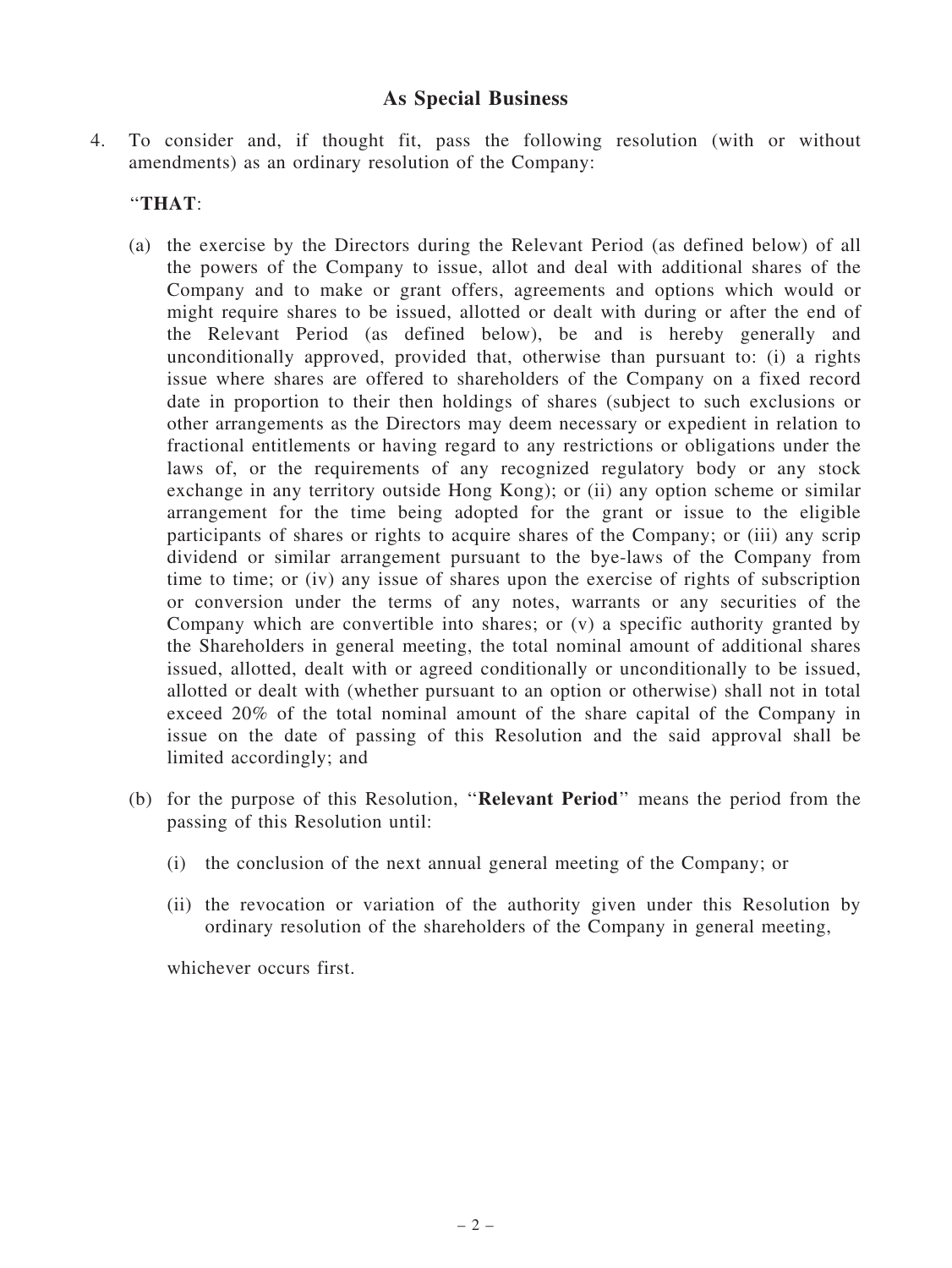## As Special Business

4. To consider and, if thought fit, pass the following resolution (with or without amendments) as an ordinary resolution of the Company:

   "**THAT**:

   (a) the exercise by the Directors during the Relevant Period (as defined below) of all the powers of the Company to issue, allot and deal with additional shares of the Company and to make or grant offers, agreements and options which would or might require shares to be issued, allotted or dealt with during or after the end of the Relevant Period (as defined below), be and is hereby generally and unconditionally approved, provided that, otherwise than pursuant to: (i) a rights issue where shares are offered to shareholders of the Company on a fixed record date in proportion to their then holdings of shares (subject to such exclusions or other arrangements as the Directors may deem necessary or expedient in relation to fractional entitlements or having regard to any restrictions or obligations under the laws of, or the requirements of any recognized regulatory body or any stock exchange in any territory outside Hong Kong); or (ii) any option scheme or similar arrangement for the time being adopted for the grant or issue to the eligible participants of shares or rights to acquire shares of the Company; or (iii) any scrip dividend or similar arrangement pursuant to the bye-laws of the Company from time to time; or (iv) any issue of shares upon the exercise of rights of subscription or conversion under the terms of any notes, warrants or any securities of the Company which are convertible into shares; or (v) a specific authority granted by the Shareholders in general meeting, the total nominal amount of additional shares issued, allotted, dealt with or agreed conditionally or unconditionally to be issued, allotted or dealt with (whether pursuant to an option or otherwise) shall not in total exceed 20% of the total nominal amount of the share capital of the Company in issue on the date of passing of this Resolution and the said approval shall be limited accordingly; and

   (b) for the purpose of this Resolution, "**Relevant Period**" means the period from the passing of this Resolution until:

      (i) the conclusion of the next annual general meeting of the Company; or

      (ii) the revocation or variation of the authority given under this Resolution by ordinary resolution of the shareholders of the Company in general meeting,

   whichever occurs first.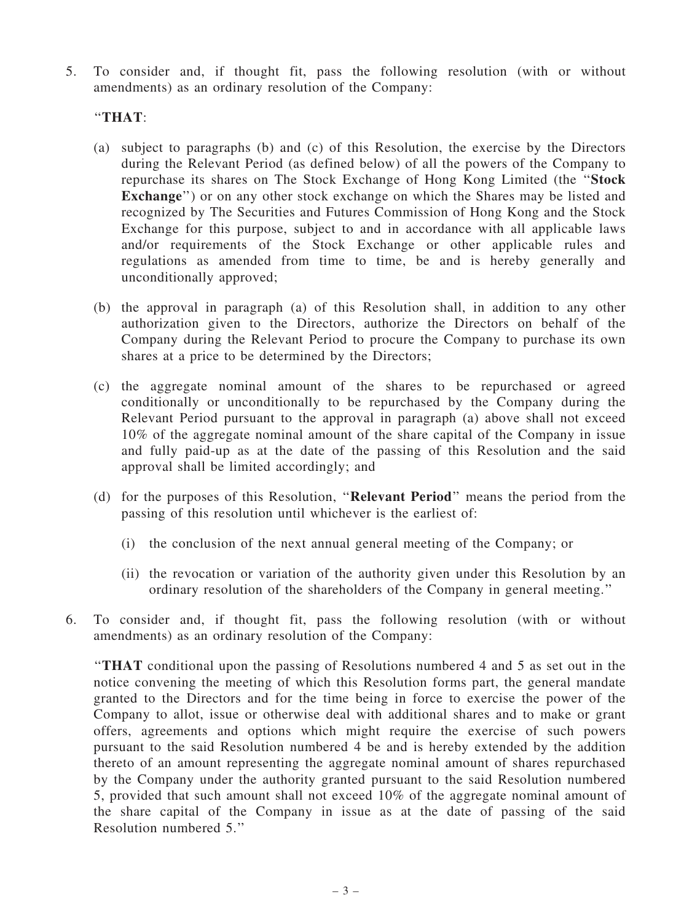5. To consider and, if thought fit, pass the following resolution (with or without amendments) as an ordinary resolution of the Company:

   "**THAT**:

   (a) subject to paragraphs (b) and (c) of this Resolution, the exercise by the Directors during the Relevant Period (as defined below) of all the powers of the Company to repurchase its shares on The Stock Exchange of Hong Kong Limited (the "**Stock Exchange**") or on any other stock exchange on which the Shares may be listed and recognized by The Securities and Futures Commission of Hong Kong and the Stock Exchange for this purpose, subject to and in accordance with all applicable laws and/or requirements of the Stock Exchange or other applicable rules and regulations as amended from time to time, be and is hereby generally and unconditionally approved;

   (b) the approval in paragraph (a) of this Resolution shall, in addition to any other authorization given to the Directors, authorize the Directors on behalf of the Company during the Relevant Period to procure the Company to purchase its own shares at a price to be determined by the Directors;

   (c) the aggregate nominal amount of the shares to be repurchased or agreed conditionally or unconditionally to be repurchased by the Company during the Relevant Period pursuant to the approval in paragraph (a) above shall not exceed 10% of the aggregate nominal amount of the share capital of the Company in issue and fully paid-up as at the date of the passing of this Resolution and the said approval shall be limited accordingly; and

   (d) for the purposes of this Resolution, "**Relevant Period**" means the period from the passing of this resolution until whichever is the earliest of:

      (i) the conclusion of the next annual general meeting of the Company; or

      (ii) the revocation or variation of the authority given under this Resolution by an ordinary resolution of the shareholders of the Company in general meeting."

6. To consider and, if thought fit, pass the following resolution (with or without amendments) as an ordinary resolution of the Company:

   "**THAT** conditional upon the passing of Resolutions numbered 4 and 5 as set out in the notice convening the meeting of which this Resolution forms part, the general mandate granted to the Directors and for the time being in force to exercise the power of the Company to allot, issue or otherwise deal with additional shares and to make or grant offers, agreements and options which might require the exercise of such powers pursuant to the said Resolution numbered 4 be and is hereby extended by the addition thereto of an amount representing the aggregate nominal amount of shares repurchased by the Company under the authority granted pursuant to the said Resolution numbered 5, provided that such amount shall not exceed 10% of the aggregate nominal amount of the share capital of the Company in issue as at the date of passing of the said Resolution numbered 5."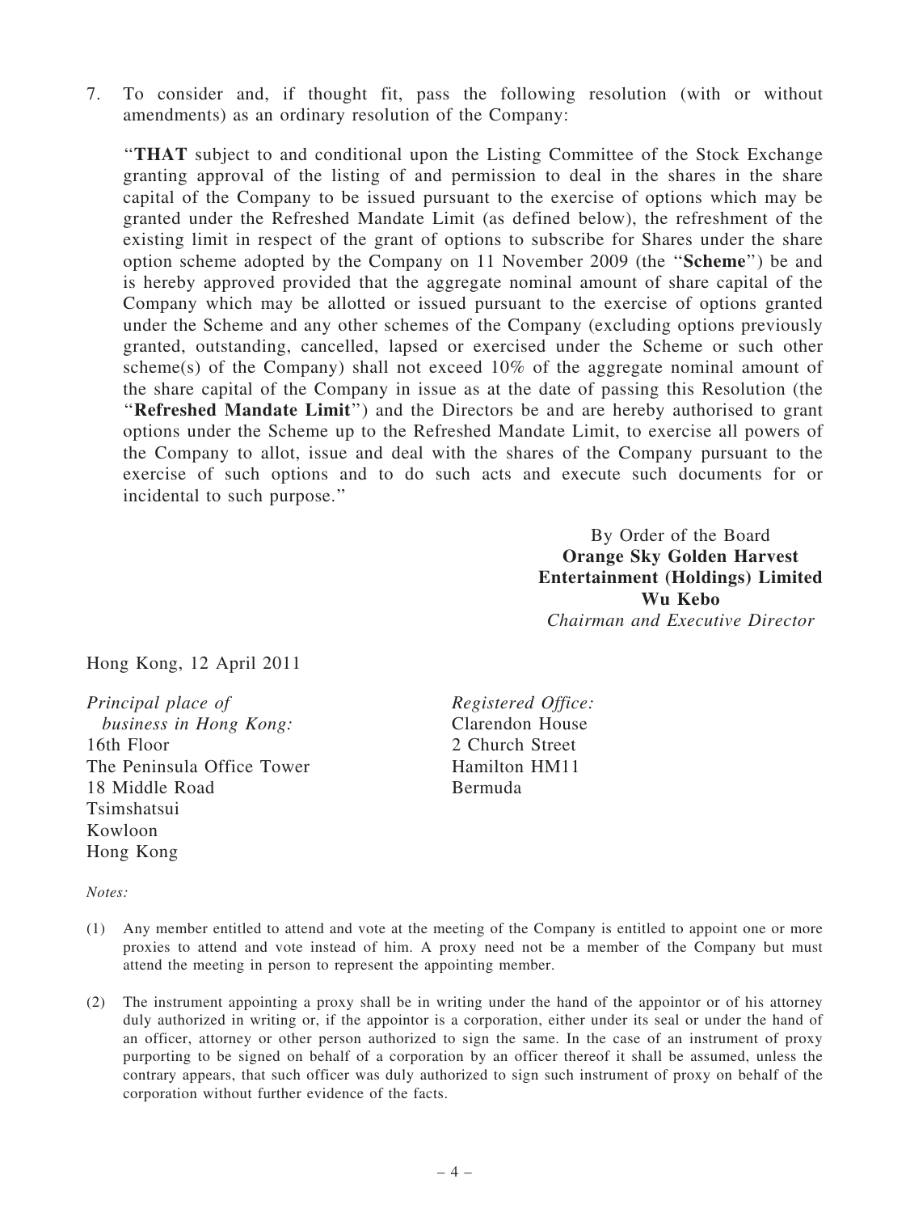7. To consider and, if thought fit, pass the following resolution (with or without amendments) as an ordinary resolution of the Company:

"**THAT** subject to and conditional upon the Listing Committee of the Stock Exchange granting approval of the listing of and permission to deal in the shares in the share capital of the Company to be issued pursuant to the exercise of options which may be granted under the Refreshed Mandate Limit (as defined below), the refreshment of the existing limit in respect of the grant of options to subscribe for Shares under the share option scheme adopted by the Company on 11 November 2009 (the "**Scheme**") be and is hereby approved provided that the aggregate nominal amount of share capital of the Company which may be allotted or issued pursuant to the exercise of options granted under the Scheme and any other schemes of the Company (excluding options previously granted, outstanding, cancelled, lapsed or exercised under the Scheme or such other scheme(s) of the Company) shall not exceed 10% of the aggregate nominal amount of the share capital of the Company in issue as at the date of passing this Resolution (the "**Refreshed Mandate Limit**") and the Directors be and are hereby authorised to grant options under the Scheme up to the Refreshed Mandate Limit, to exercise all powers of the Company to allot, issue and deal with the shares of the Company pursuant to the exercise of such options and to do such acts and execute such documents for or incidental to such purpose."

By Order of the Board
**Orange Sky Golden Harvest Entertainment (Holdings) Limited**
**Wu Kebo**
*Chairman and Executive Director*

Hong Kong, 12 April 2011

*Principal place of business in Hong Kong:*
16th Floor
The Peninsula Office Tower
18 Middle Road
Tsimshatsui
Kowloon
Hong Kong

*Registered Office:*
Clarendon House
2 Church Street
Hamilton HM11
Bermuda

*Notes:*

(1) Any member entitled to attend and vote at the meeting of the Company is entitled to appoint one or more proxies to attend and vote instead of him. A proxy need not be a member of the Company but must attend the meeting in person to represent the appointing member.

(2) The instrument appointing a proxy shall be in writing under the hand of the appointor or of his attorney duly authorized in writing or, if the appointor is a corporation, either under its seal or under the hand of an officer, attorney or other person authorized to sign the same. In the case of an instrument of proxy purporting to be signed on behalf of a corporation by an officer thereof it shall be assumed, unless the contrary appears, that such officer was duly authorized to sign such instrument of proxy on behalf of the corporation without further evidence of the facts.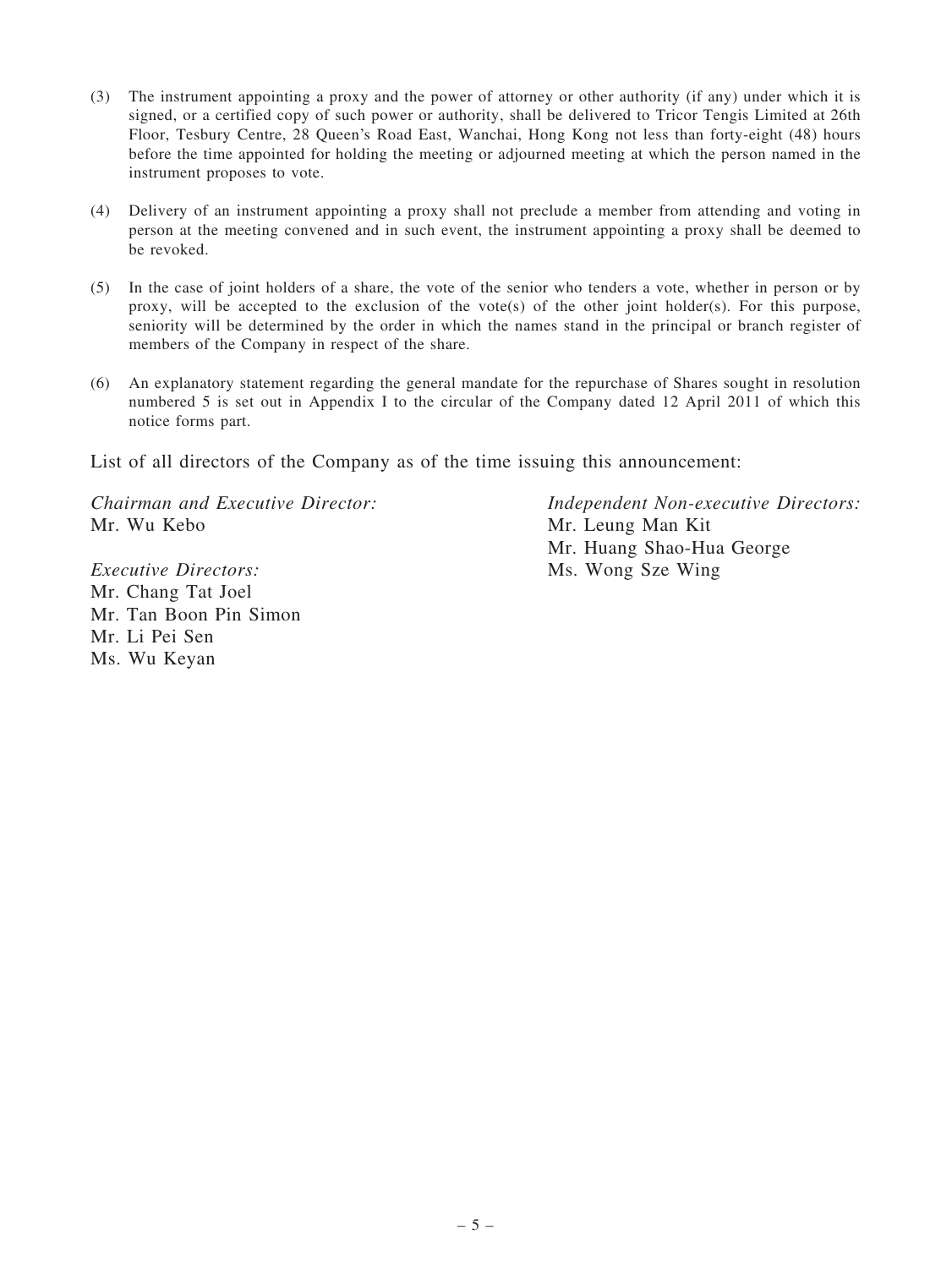(3) The instrument appointing a proxy and the power of attorney or other authority (if any) under which it is signed, or a certified copy of such power or authority, shall be delivered to Tricor Tengis Limited at 26th Floor, Tesbury Centre, 28 Queen's Road East, Wanchai, Hong Kong not less than forty-eight (48) hours before the time appointed for holding the meeting or adjourned meeting at which the person named in the instrument proposes to vote.

(4) Delivery of an instrument appointing a proxy shall not preclude a member from attending and voting in person at the meeting convened and in such event, the instrument appointing a proxy shall be deemed to be revoked.

(5) In the case of joint holders of a share, the vote of the senior who tenders a vote, whether in person or by proxy, will be accepted to the exclusion of the vote(s) of the other joint holder(s). For this purpose, seniority will be determined by the order in which the names stand in the principal or branch register of members of the Company in respect of the share.

(6) An explanatory statement regarding the general mandate for the repurchase of Shares sought in resolution numbered 5 is set out in Appendix I to the circular of the Company dated 12 April 2011 of which this notice forms part.

List of all directors of the Company as of the time issuing this announcement:

*Chairman and Executive Director:*
Mr. Wu Kebo

*Executive Directors:*
Mr. Chang Tat Joel
Mr. Tan Boon Pin Simon
Mr. Li Pei Sen
Ms. Wu Keyan

*Independent Non-executive Directors:*
Mr. Leung Man Kit
Mr. Huang Shao-Hua George
Ms. Wong Sze Wing